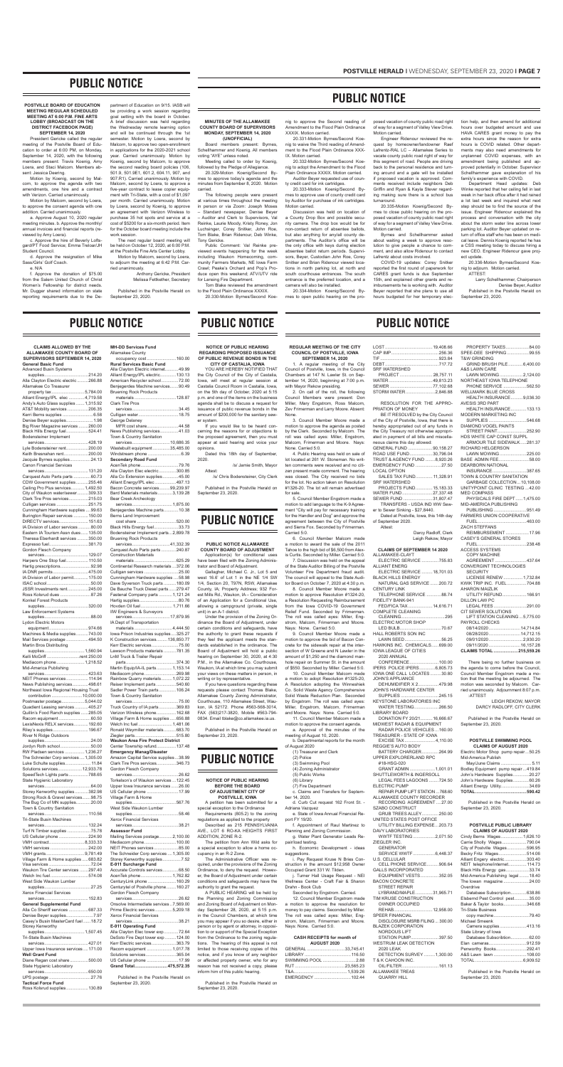# PUBLIC NOTICE

**POSTVILLE HERALD BOARD OF EDUCATION MEETING REGULAR SCHEDULED MEETING AT 6:00 P.M. FINE ARTS LOBBY (BROADCAST ON THE DISTRICT FACEBOOK PAGE) SEPTEMBER 14, 2020**

President Gericke called the regular meeting of the Postville Board of Education to order at 6:00 PM, on Monday, September 14, 2020, with the following members present: Travis Koenig, Amy Loera, and Staci Malcom. Members absent: Jessica Deering.

Motion by Koenig, second by Malcom, to approve the agenda with two amendments, one hire and a contract with Verizon. Carried unanimously.

Motion by Malcom, second by Loera, to approve the consent agenda with one addition. Carried unanimously.

a. Approve August 10, 2020 regular meeting minutes. b. Approve the monthly/annual invoices and financial reports (reviewed by Amy Loera).

c. Approve the hire of Beverly Loftsgard/PT Food Service; Emma Treloar/Jr Student Council.

d. Approve the resignation of Mike Sass/Girls' Golf Coach.

e. N/A

f. Approve the donation of $75.00 from the Salem United Church of Christ Women's Fellowship for district needs. Mr. Dugger shared information on state reporting requirements due to the Department of Education on 9/15. IASB will be providing a work session regarding goal setting with the board in October. A brief discussion was held regarding the Wednesday remote learning option and will be continued through the 1st semester. Motion by Loera, second by Malcom, to approve two open-enrollment in applications for the 2020-2021 school year. Carried unanimously. Motion by Koenig, second by Malcom, to approve the second reading board policies (106, 501.9, 501.9E1, 601.2, 604.11, 907, and 907.R1). Carried unanimously. Motion by Malcom, second by Loera, to approve a five-year contract to lease copier equipment with Tri-State, with a cost of $1,097 per month. Carried unanimously. Motion by Loera, second by Koenig, to approve an agreement with Verizon Wireless to purchase 35 hot spots and service at a cost of $5200 for a six-month period. Item for the October board meeting include the work session.

The next regular board meeting will be held on October 12, 2020, at 6:00 P.M. at the Postville Fine Arts Center Lobby.

Motion by Malcom, second by Loera, to adjourn the meeting at 6:42 P.M. Carried unanimously.

Anthony Gericke, President
Melissa Fettkether, Secretary

Published in the Postville Herald on September 23, 2020.

**MINUTES OF THE ALLAMAKEE COUNTY BOARD OF SUPERVISORS MONDAY, SEPTEMBER 14, 2020 (UNOFFICIAL)**

Board members present: Byrnes, Schellhammer and Koenig. All members voting "AYE" unless noted.

Meeting called to order by Koenig, followed by the Pledge of Allegiance.

20.329-Motion Koenig/Second Byrnes to approve today's agenda and the minutes from September 8, 2020. Motion carried.

The following people were present at various times throughout the meeting in person or via Zoom: Joseph Moses – Standard newspaper, Denise Beyer – Auditor and Clerk to Supervisors, Val Reinke, Laurie Moody, Kristy Roney, Jon Luchsinger, Corey Snitker, John Rose, Tom Blake, Brian Ridenour, Deb Winke, Tony Gericke.

Public Comment: Val Reinke previewed events happening for the week including Waukon Homecoming, community Farmers Markets, NE Iowa Farm Crawl, Peake's Orchard and Pop's Produce open this weekend; ATV/UTV ride for Lansing Fire Department.

Tom Blake reviewed the amendment to the Flood Plain Ordinance XXXIX.

20.330-Motion Byrnes/Second Koening to approve the Second reading of Amendment to the Flood Plain Ordinance XXXIX. Motion carried.

20.331-Motion Byrnes/Second Koening to waive the Third reading of Amendment to the Flood Plain Ordinance XXXIX. Motion carried.

20.332-Motion Byrnes/Second Koening to adopt the Amendment to the Flood Plain Ordinance XXXIX. Motion carried.

Auditor Beyer requested use of county credit card for ink cartridges.

20.333-Motion Koenig/Second Byrnes to approve use of county credit card by Auditor for purchase of ink cartridges. Motion carried.

Discussion was held on location of a County Drop Box and possible security camera. The drop box would be for non-contact return of absentee ballots, but also anything for any/all county departments. The Auditor's office will be the only office with keys during election absentee ballot return periods. Supervisors, Beyer, Custodian John Rose, Corey Snitker and Brian Ridenour viewed locations in north parking lot, at north and south courthouse entrances. The south entrance is the preferred location, and a camera will also be installed.

20.334-Motion Koenig/Second Byrnes to open public hearing on the proposed vacation of county public road right of way for a segment of Valley View Drive. Motion carried.

Engineer Ridenour reviewed the request by homeowner/landowner Ralf Lehrenz-RAL LC – Allamakee Series to vacate county public road right of way for this segment of road. People are driving back to the personal residence and turning around and a gate will be installed if proposed vacation is approved. Comments received include neighbors Deb Griffin and Ryan & Kayla Stever regarding making sure there is a school bus turnaround.

20.335-Motion Koenig/Second Byrnes to close public hearing on the proposed vacation of county public road right of way for a segment of Valley View Drive. Motion carried.

Byrnes and Schellhammer asked about waiting a week to approve resolution to give people a chance to comment, and also allow Ridenour to contact Lehrentz about costs involved.

COVID-19 updates: Corey Snitker reported the first round of paperwork for CARES grant funds is due September 15th, and explained other grants and reimbursements he is working with. Auditor Beyer reported that she plans to use all hours budgeted for her temporary election help, and then amend for additional hours over budgeted amount and use HAVA CARES grant money to pay for extra hours since the reason for extra hours is COVID related. Other departments may also need amendments for unplanned COVID expenses, with an amendment being published and approved potentially in October. Supervisor Schellhammer gave explanation of his family's experience with COVID.

Department Head updates: Deb Winke reported that her ceiling fell in last week in her back office after it had rained a lot last week and inquired what next step should be to find the source of the issue. Engineer Ridenour explained the process and conversation with the city about the storm water line across lower parking lot. Auditor Beyer updated on return of office staff who has been on medical leave. Dennis Koenig reported he has a CSS meeting today to discuss hiring a new CEO. Engineer Ridenour gave project update.

20.336-Motion Byrnes/Second Koening to adjourn. Motion carried.

ATTEST:
Larry Schellhammer, Chairperson
Denise Beyer, Auditor

Published in the Postville Herald on September 23, 2020.

# PUBLIC NOTICE

**CLAIMS ALLOWED BY THE ALLAMAKEE COUNTY BOARD OF SUPERVISORS SEPTEMBER 14, 2020**

**General Basic Fund**
Advanced Busin Systems supplies...214.20
Alla Clayton Electric electric ...266.88
Allamakee Co Treasurer property tax...5,784.00
Alliant Energy/IPL elec ...4,719.58
Andy's Auto Glass supplies...1,315.92
AT&T Mobility services...206.35
Kern Berns supplies...6.58
Denise Beyer supplies...1.98
Big River Magazine services ...260.00
Black Hills Energy fuel...524.41
Bodensteiner Implement services...428.19
Lyle Bodensteiner rent...200.00
Keith Bresnahan rent...200.00
Jacquie Byrnes supplies...24.13
Canon Financial Services services...131.20
Carquest Auto Parts parts...60.73
CDW Government supplies...255.46
Ceiling Pro Plus services...1,492.50
City of Waukon water/sewer...309.33
Clark Tire Pros services...215.03
Culligan services...251.75
Cunningham Hardware supplies...99.63
Burrington Repair services ...150.00
DIRECTV services...151.63
IA Division of Labor services...80.00
Eastern IA Tourism Assn dues...135.00
Theresa Eberhardt services ...350.00
Expressco fuel...381.70
Gordon Flesch Company services...129.07
Harpers One Stop fuel...110.50
Hartig prescriptions...92.98
IA DNR permits...475.00
IA Division of Labor permit...175.00
ISAC school...50.00
JSSR Investments rent...245.00
Ross Kolsrud dues...87.26
Konkel Forest Products supplies...320.00
Law Enforcement Systems equipment...88.00
Lydon Electric Motors equipment...974.66
Machines & Media supplies...743.00
Mail Services postage...494.50
Martin Bros Distributing supplies...1,560.94
Kelli McGriff...pd 250.00
Mediacom phone...1,218.52
Mid-America Publishing services...423.63
NEIT Phones services...114.94
News Publishing services ...498.61
Northeast Iowa Regional Housing Trust contribution...10,000.00
Postmaster postage...5,044.02
Quadient Leasing services ...405.27
Quillin's Food Ranch supplies...285.05
Racom equipment...162.50
LexisNexis RELX services...192.60
Riley's supplies...196.67
River N Ridge Outdoors supplies...24.00
Jordyn Roth school...50.00
RW Pladsen services...1,236.27
The Schneider Corp services...1,305.00
Luke Schutte supplies...11.84
Solutions services...12,933.78
SpeedTech Lights parts...788.65
State Hygienic Laboratory services...64.00
Storey Kenworthy supplies ...382.98
Strong Rock & Gravel services...98.75
The Bug Co of MN supplies...20.00
Town & Country Sanitation services...110.56
Tri-State Busin Machines services...132.24
Turf N Timber supplies...75.78
US Cellular phone...224.90
VMH contract...8,333.33
VMH services...242.00
VMH grants...9,781.49
Village Farm & Home supplies...683.82
Visa services...72.04
Waukon Tire Center services...297.40
Welch Inc fuel...574.08
West Side Waukon Lumber supplies...27.25
Xerox Financial Services services...152.83

**General Supplemental Fund**
Alla Co Sheriff services...687.33
Denise Beyer supplies...7.97
Casey's Busin MasterCard fuel...18.72
Storey Kenworthy supplies...1,507.45
Tri-State Busin Machines services...427.01
Upper Iowa Insurance services...171.00

**Well Grant Fund**
Diane Regan cost share...500.00
State Hygienic Laboratory services...650.00
UPS postage...27.76

**Tactical Force Fund**
Ross Kolsrud supplies...130.89

**MH-DD Services Fund**
Allamakee County occupancy cost...160.00

**Rural Services Basic Fund**
Alla Clayton Electric internet...49.99
Alliant Energy/IPL electric...130.13
American Recycler school...72.00
Bertjegerdes Machine services...90.49
Bruening Rock Products materials...128.87
Clark Tire Pros services...34.45
Culligan water...18.75
George Delaney MFR cost share...44.58
News Publishing services...41.03
Town & Country Sanitation services...10,686.35
Wastebuilt equipment...35,485.00
Windstream phone...6.39

**Secondary Road Fund**
AcenTek phone...79.76
Alla Clayton Elec electric...300.85
Alla Co Extension supplies...45.00
Alliant Energy/IPL elec...497.13
Bacon Concrete services...99,239.97
Bard Materials materials...3,139.28
Bear Creek Archeology services...1,875.00
Bertjegerdes Machine parts...10.38
Burns Land Improvement cost share...520.00
Black Hills Energy fuel...33.73
Bodensteiner Implement parts...2,899.78
Bruening Rock Products services...41,332.39
Carquest Auto Parts parts...240.87
Construction Materials materials...625.20
Continental Research materials...372.09
Culligan services...25.00
Cunningham Hardware supplies...58.98
Dave Syverson Truck parts...180.09
De Beuche Truck Diesel parts...279.47
Fastenal Company parts...1,121.24
Hartig supplies...80.76
Hovden Oil fuel...1,711.88
IIW Engineers & Surveyors services...17,879.95
IA Dept of Transportation materials...4,444.50
Iowa Prison Industries supplies...325.27
K Construction services...136,850.77
Kerr Electric services...75.00
Lawson Products materials...781.35
LnM Truck & Trailer Repair parts...374.30
Martin Equip/IA-IL parts...1,153.14
Mediacom phone...263.16
Rainbow Quarry materials...1,072.22
Reiser Implement parts...540.60
Sadler Power Train parts...108.24
Town & Country Sanitation services...75.00
Truck Country of IA parts...369.83
Verizon Wireless phone...162.68
Village Farm & Home supplies...656.88
Welch Inc fuel...1,481.06
Ronald Weymiller materials...683.70
Ziegler parts...515.80

**Waukon Area Fire Protect District**
Center Township refund...137.48

**Emergency Manag/Disaster**
Amazon Capital Service supplies...38.99
Clark Tire Pros services...346.73
Gordon Flesch Company services...26.62
Torkelson's of Waukon services...122.45
Upper Iowa Insurance services...26.00
US Cellular phone...17.99
Village Farm & Home supplies...567.76
West Side Waukon Lumber supplies...58.46
Xerox Financial Services services...38.21

**Assessor Fund**
Mailing Services postage...2,100.00
Mediacom phone...100.00
NEIT Phones services...85.00
The Schneider Corp services...1,305.00
Storey Kenworthy supplies...7.52

**E-911 Surcharge Fund**
Accurate Controls services...68.50
AcenTek phone...1,762.82
CenturyLink phone...160.29
Centurytel of Postville phone...160.27
Gordon Flesch Company services...26.62
Onsolve Intermedia services...7,569.00
Prime Electric services...5,209.18
Xerox Financial Services services...38.21

**E-911 Operating Fund**
Alla Clayton Elec tower exp...72.64
DeSoto Fire Dept tower exp...124.00
Kerr Electric services...363.79
Racom equipment...1,017.78
Solutions services...365.00
US Cellular phone...17.99

**Grand Total...475,572.35**

Published in the Postville Herald on September 23, 2020.

**NOTICE OF PUBLIC HEARING REGARDING PROPOSED ISSUANCE OF PUBLIC REVENUE BONDS IN THE CITY OF CASTALIA, IOWA**

YOU ARE HEREBY NOTIFIED THAT the City Council of the City of Castalia, Iowa, will meet at regular session at Castalia Council Room in Castalia, Iowa, on the 5th day of October, 2020 at 5:15 p.m. and at the time on the business agenda shall be to discuss a request for issuance of public revenue bonds in the amount of $200,000 for the sanitary sewer system.

If you would like to be heard concerning the reasons for or objections to the proposed agreement, then you must appear at said hearing and voice your opinions.

Dated this 18th day of September, 2020.

/s/ Jamie Smith, Mayor

Attest:
/s/ Chris Bodensteiner, City Clerk

Published in the Postville Herald on September 23, 2020.

# PUBLIC NOTICE

**PUBLIC NOTICE ALLAMAKEE COUNTY BOARD OF ADJUSTMENT**

Application(s) for conditional uses have been filed with the Zoning Administrator and Board of Adjustment.

Gallagher, Michael C. Jr., Lot 5 and east 16.6' of Lot 1 in the NE 1/4 SW 1/4, Section 20, T97N, R5W, Allamakee County, IA; Property Address; 932 Forest Mills Rd., Waukon, IA – Consideration of an Application for a Conditional Use, allowing a campground (private, single unit) in an A-1 district.

Under the provision of the Zoning Ordinance the Board of Adjustment, under certain conditions and safeguards, have the authority to grant these requests if they feel the applicant meets the standards established in the ordinance. The Board of Adjustment will hold a public hearing on September 30, 2020, at 4:30 P.M., in the Allamakee Co. Courthouse, Waukon, IA at which time you may submit your views on these matters in person, in writing or by representative.

If you have questions regarding these requests please contact Thomas Blake, Allamakee County Zoning Administrator, Courthouse, 110 Allamakee Street, Waukon, IA 52172. Phone #563-568-3014, FAX (563)217-3820, Mobile #563-794-0834. Email tblake@co.allamakee.ia.us.

Published in the Postville Herald on September 23, 2020.

# PUBLIC NOTICE

**NOTICE OF PUBLIC HEARING BEFORE THE BOARD OF ADJUSTMENT CITY OF POSTVILLE, IOWA**

A petition has been submitted for a special exception to the Ordinance Requirements (605.2) to the zoning regulations as applied to the property: Described as 215 PENNSYLVANIA AVE., LOT 6 RO-KA HEIGHTS FIRST ADDITION, ZONE R-2.

The petition from Ann Wild asks for a special exception to allow a home occupancy in an R-2 Zone.

The Administrative Officer was required, under the provisions of the Zoning Ordinance, to deny the request. However, the Board of Adjustment under certain conditions and safeguards may have the authority to grant the request.

A PUBLIC HEARING will be held by the Planning and Zoning Commission and Zoning Board of Adjustment on Monday September 28, 2020, at 5:15 p.m. in the Council Chambers, at which time you may appear if you so desire, either in person or by agent or attorney, in opposition to or support of the Special Exception from the Ordinance to the zoning regulations. The hearing of this appeal is not limited to those receiving copies of this notice, and if you know of any neighbor or affected property owner, who for any reason has not received a copy, please inform him of this public hearing.

Published in the Postville Herald on September 23, 2020.

**REGULAR MEETING OF THE CITY COUNCIL OF POSTVILLE, IOWA SEPTEMBER 14, 2020**

1. A regular meeting of the City Council of Postville, Iowa, in the Council Chambers at 147 N. Lawler St. on September 14, 2020, beginning at 7:00 p.m. with Mayor Rekow presiding.

2. On call of the roll, the following Council Members were present: Don Miller, Mary Engstrom, Ross Malcom, Zev Frimerman and Larry Moore. Absent: None.

3. Council Member Moore made a motion to approve the agenda as posted by the Clerk. Seconded by Malcom. The roll was called ayes: Miller, Engstrom, Malcom, Frimerman and Moore. Nays: None. Carried 5-0.

4. Public Hearing was held on sale of lot located at 261 W. Stoneman. No written comments were received and no citizen present made comment. The hearing was closed. The City received no bids for the lot. No action taken on Resolution #1326-20. The lot will remain advertised for sale.

5. Council Member Engstrom made a motion to add language to the K-9 Agreement "City will pay for necessary training for the Handler and Dog" and approve the agreement between the City of Postville and Sierra Fox. Seconded by Frimerman. Carried 5-0.

6. Council Member Malcom made a motion to award the sale of the 2011 Tahoe to the high bid of $6,500 from Alexis Curtis. Seconded by Miller. Carried 5-0.

7. Discussion was held on the appeal of the State Auditor filing of the Postville Volunteer Fire Department fraud audit. The council will appeal to the State Auditor Board on October 7, 2020 at 4:30 p.m.

8. Council Member Moore made a motion to approve Resolution #1324-20, a Resolution Requesting Reimbursement from the Iowa COVID-19 Government Relief Fund. Seconded by Frimerman. The roll was called ayes: Miller, Engstrom, Malcom, Frimerman and Moore. Nays: None. Carried 5-0.

9. Council Member Moore made a motion to approve the bid of Bacon Concrete for the sidewalk section of the intersection of W Greene and N Lawler in the amount of $1,250 and the diamond manhole repair on Sumner St. in the amount of $550. Seconded by Miller. Carried 5-0.

10. Council Member Malcom made a motion to adopt Resolution #1325-20, A Resolution adopting the Winneshiek Co. Solid Waste Agency Comprehensive Solid Waste Reduction Plan. Seconded by Engstrom. The roll was called ayes: Miller, Engstrom, Malcom, Frimerman and Moore. Nays: None. Carried 5-0.

11. Council Member Malcom made a motion to approve the consent agenda.

a. Approval of the minutes of the meeting of August 10, 2020.

b. Departmental reports for the month of August 2020

(1) Treasurer and Clerk
(2) Police
(3) Swimming Pool
(4) Zoning Administrator
(5) Public Works
(6) Library
(7) Fire Department

c. Claims and Transfers for September 14, 2020.

d. Curb Cut request 162 Front St. - Adriana Vazquez

e. State of Iowa Annual Financial Report FY 19/20.

f. Appointment of Raul Martinez to Planning and Zoning Commission.

g. Water Plant Generator Leads Replaced testing.

h. Economic Development - ideas suggestions.

i. Pay Request Kruse N Bries Construction in the amount $12,958 Owner Occupied Grant 331 W. Tilden.

j. Turner Hall Usage Request - NEI Wellness Center - Craft Fair & Sharon Drahn - Book Club

Seconded by Engstrom. Carried.

12. Council Member Engstrom made a motion to approve the resolution for money to pay claims. Seconded by Miller. The roll was called ayes: Miller, Engstrom, Malcom, Frimerman and Moore. Nays: None. Carried 5-0.

**CASH RECEIPTS for month of AUGUST 2020**

GENERAL...33,745.41
LIBRARY...116.50
SWIMMING POOL...2.88
RUT...23,565.23
T&A...1,539.26
EMERGENCY...102.44
LOST...19,408.66
CAP IMP...256.36
TIF...923.84
DEBT...717.72
SRF WATERSHED PROJECT...28,757.11
WATER...49,813.23
SEWER...77,102.68
STORM WATER...2,846.88

RESOLUTION FOR THE APPROPRIATION OF MONEY

BE IT RESOLVED by the City Council of the City of Postville, Iowa, that there is hereby appropriated out of any funds in the City Treasury not otherwise appropriated in payment of all bills and miscellaneous claims this day allowed:

GENERAL FUND...90,158.27
ROAD USE FUND...30,796.04
TRUST & AGENCY FUND...8,920.26
EMERGENCY FUND...27.50
LOCAL OPTION SALES TAX FUND...11,328.91
SRF WATERSHED PROJECTS FUND...15,183.33
WATER FUND...27,337.48
SEWER FUND...31,807.47
TRANSFERS - USDA IND WW Sewer to Sewer Sinking - $27,8440.

Dated at Postville, Iowa, this 14th day of September 2020.

Attest:
Darcy Radloff, Clerk
Leigh Rekow, Mayor

**CLAIMS OF SEPTEMBER 14 2020**

ALLAMAKEE-CLAYT ELECTRIC SERVICE...755.83
ALLIANT ENERG ELECTRIC SERVICE...18,701.03
BLACK HILLS ENERGY NATURAL GAS SERVICE...200.72
CENTURY LINK TELEPHONE SERVICE...88.74
FIDELITY BANK-941 FED/FICA TAX...14,616.71
COMPLETE CLEANING CLEANING...295
ELECTRIC MOTOR SHOP LED BULB...70.67
HALL ROBERTS SON INC LAWN SEED...56.25
HAWKINS INC. CHEMICALS...699.00
IOWA LEAGUE OF CITIES 2020 ANNUAL CONFERENCE...100.00
IPERS POLICE IPERS...8,805.73
IOWA ONE CALL LOCATES...30.60
JOHN'S APPLIANCE DEHUMIDIFIER X 2...479.98
JOHN'S HARDWARE CENTER SUPPLIES...245.15
KEYSTONE LABORATORIES INC WATER TESTING...266.50
LIBRARY BOARD DONATION FY 20/21...16,666.67
MIDWEST RADAR & EQUIPMENT RADAR POLICE VEHICLES...160.00
TREASURER - STATE OF IOWA EXCISE TAX...4,110.00
REGGIE'S AUTO BODY BATTERY CHARGER...264.99
UPPER EXPLORERLAND RPC #18-HSG-020 GRANT ADMIN...1,001.01
SHUTTLEWORTH & INGERSOLL LEGAL FEES LAGOONS...724.50
ELECTRIC PUMP REPAIR PUMP LIFT STATION...768.60
ALLAMAKEE COUNTY RECORDER RECORDING AGREEMENT...27.00
SZABO CONSTRUCT GRUB TREES ALLEY...250.00
UNITED STATES POST OFFICE UTILITY BILLING EXPENSE...203.73
DAVY LABORATORIES WWTF TESTING...2,071.50
ZIEGLER INC. GENERATOR SERVICE WWTF...6,448.37
U.S. CELLULAR CELL PHONE SERVICE...906.64
GALLS INCORPORATED EQUIPMENT VESTS...352.05
BACON CONCRETE STREET REPAIR LYBRAND/MAPLE...31,965.71
TIM KRUSE CONSTRUCTION OWNER OCCUPIED REHAB...12,958.00
SPEER FINANCIAL DISCLOSURE MSRB FILING...300.00
BLAZEK CORPORATION NORDOUS LIFT STATION PUMP...397.50
WESTRUM LEAK DETECTION 2020 LEAK DETECTION SURVEY...1,300.00
T & K CAHOON INC. OIL/FILTER...161.13
ALLAMAKEE TREAS QUARRY HILL PROPERTY TAXES...84.00
SPEE-DEE SHIPPING...99.55
T&W GRINDING GRIND BRUSH PILE...6,400.00
A&S LAWN CARE LAWN MOWING...2,124.00
NORTHEAST IOWA TELEPHONE PHONE SERVICE...562.50
WELLMARK BLUE CROSS HEALTH INSURANCE...9,036.30
AVESIS 3RD PART HEALTH INSURANCE...133.13
MODERN MARKETING INC SUPPLIES...546.68
DIAMOND VOGEL PAINTS STREET PAINT...252.90
HOS WHITE CAP CONST SUPPL ARMOR TILE SIDEWALK...281.37
RICHARD HELGERSON LAWN MOWING...225.00
BASE AMIN FEE...58.00
DEARBORN NATIONAL INSURANCE...387.65
TOWN & COUNTRY SANITATION GARBAGE COLLECTION...10,108.00
UNITYPOINT CLINIC TESTING...42.00
MED COMPASS PHYSICALS FIRE DEPT...1,475.00
MID-AMERICA PUBLISHING PUBLISHING...951.49
FARMERS UNION COOPERATIVE FUEL...463.00
ZACH STEFFANS REIMBURSEMENT...17.96
CASEY'S GENERAL STORES FUEL...238.48
ACCESS SYSTEMS COPY MACHINE AGREEMENT...437.64
CONVERGINT TECHNOLOGIES SECURITY LICENSE RENEW...1,732.84
KWIK TRIP INC. FUEL...704.88
AHARON MAZLIK UTILITY REFUND...166.91
DILLON LAW PC LEGAL FEES...291.00
CIT SEWER SOLUTIONS LIFT STATION CLEANING...5,775.00
PAYROLL CHECKS
08/14/2020...14,714.84
08/28/2020...14,712.15
09/01/2020...2,930.20
09/11/2020...16,157.28
**CLAIMS TOTAL...215,359.26**

There being no further business on the agenda to come before the Council, Council Member Engstrom made a motion that the meeting be adjourned. The motion was seconded by Malcom. Carried unanimously. Adjournment 8:07 p.m.

ATTEST
LEIGH REKOW, MAYOR
DARCY RADLOFF, CITY CLERK

Published in the Postville Herald on September 23, 2020.

**POSTVILLE SWIMMING POOL CLAIMS OF AUGUST 2020**

Electric Motor Shop pump repair...50.25
Mid-America Publish May/June Claims...5.11
Bodley Equipment pump repair...419.84
John's Hardware Supplies...20.27
John's Hardware Supplies...60.26
Alliant Energy Utility...34.69
**TOTAL...590.42**

Published in the Postville Herald on September 23, 2020.

**POSTVILLE PUBLIC LIBRARY CLAIMS OF AUGUST 2020**

Cindy Berns Wages...1,626.10
Carrie Sholly Wages...790.04
City of Postville Wages...596.95
Becky Fritz Wages...514.08
Alliant Energy electric...303.40
NEIT telephone/internet...114.73
Black Hills Energy gas...33.74
Mid-America Publishing legal...18.40
The Iowan magazine...24.00
Overdrive Database Subscription...638.86
Elsbernd Pest Control pest...35.00
Baker & Taylor books...546.68
Tri-State Business copy machine...79.40
Michael Smesek Camera supplies...413.16
State Library of Iowa Database Subscription...62.00
Elan cameras...912.59
Penworthy Books...292.41
A&S Lawn lawn...108.00
TOTAL...6,909.52

Published in the Postville Herald on September 23, 2020.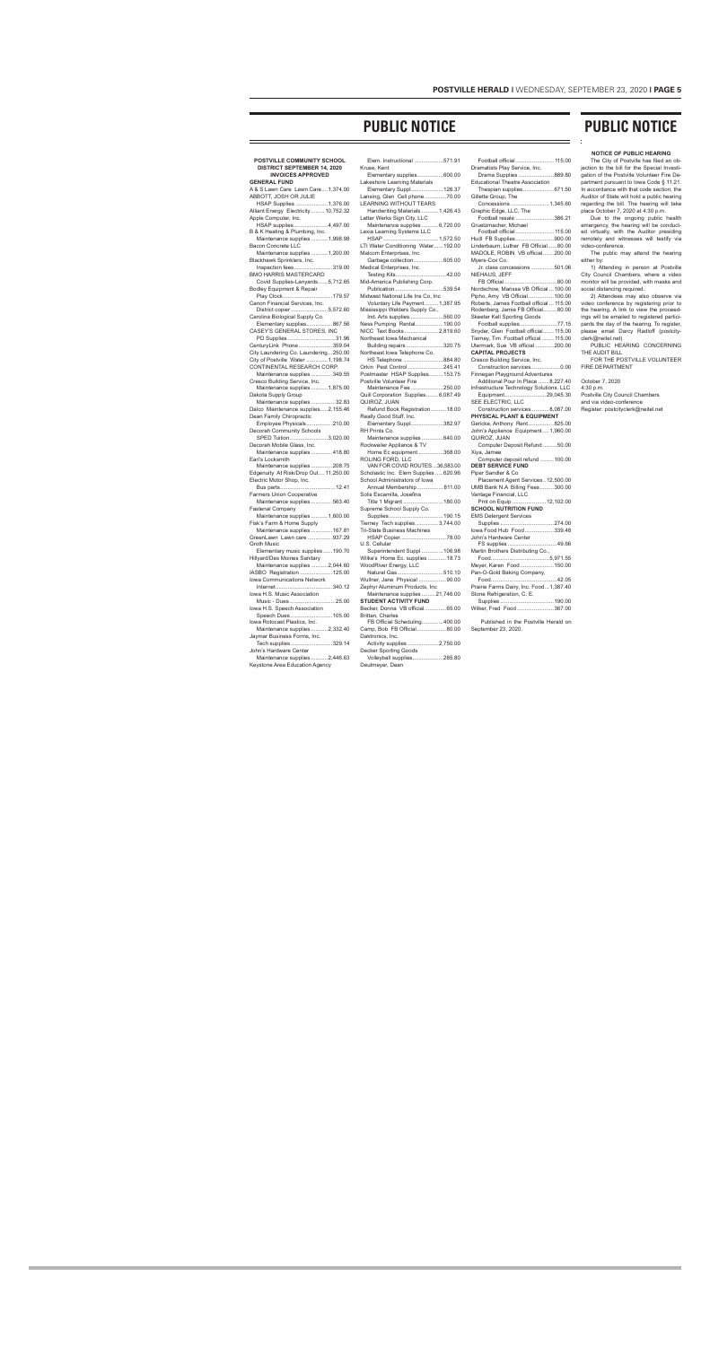# PUBLIC NOTICE

**POSTVILLE COMMUNITY SCHOOL DISTRICT SEPTEMBER 14, 2020 INVOICES APPROVED**

**GENERAL FUND**

A & S Lawn Care Lawn Care....1,374.00
ABBOTT, JOSH OR JULIE
HSAP Supplies ..................1,376.00
Alliant Energy Electricity........10,752.32
Apple Computer, Inc.
HSAP supplies....................4,497.00
B & K Heating & Plumbing, Inc.
Maintenance supplies ..........1,998.98
Bacon Concrete LLC
Maintenance supplies ..........1,200.00
Blackhawk Sprinklers, Inc.
Inspection fees......................319.00
BMO HARRIS MASTERCARD
Covid Supplies-Lanyards.....5,712.65
Bodley Equipment & Repair
Play Clock.............................179.57
Canon Financial Services, Inc.
District copier .......................5,572.60
Carolina Biological Supply Co.
Elementary supplies ...............867.56
CASEY'S GENERAL STORES, INC
PD Supplies...........................31.96
CenturyLink Phone.................359.04
City Laundering Co. Laundering....250.00
City of Postville Water ...........1,198.74
CONTINENTAL RESEARCH CORP.
Maintenance supplies ............349.55
Cresco Building Service, Inc.
Maintenance supplies ..........1,875.00
Dakota Supply Group
Maintenance supplies ..............32.83
Dalco Maintenance supplies.....2,155.46
Dean Family Chiropractic
Employee Physicals...............210.00
Decorah Community Schools
SPED Tuition .......................3,020.00
Decorah Mobile Glass, Inc.
Maintenance supplies ............418.80
Earl's Locksmith
Maintenance supplies ............208.75
Edgenuity At Risk/Drop Out....11,250.00
Electric Motor Shop, Inc.
Bus parts..................................12.41
Farmers Union Cooperative
Maintenance supplies ............563.40
Fastenal Company
Maintenance supplies ..........1,600.00
Fisk's Farm & Home Supply
Maintenance supplies ............167.81
GreenLawn Lawn care ..............937.29
Groth Music
Elementary music supplies .....190.70
Hillyard/Des Moines Sanitary
Maintenance supplies ..........2,044.60
IASBO Registration ...................125.00
Iowa Communications Network
Internet..................................340.12
Iowa H.S. Music Association
Music - Dues ...........................25.00
Iowa H.S. Speech Association
Speech Dues .........................105.00
Iowa Rotocast Plastics, Inc.
Maintenance supplies ..........2,332.40
Jaymar Business Forms, Inc.
Tech supplies .........................329.14
John's Hardware Center
Maintenance supplies ..........2,446.63
Keystone Area Education Agency
Elem. Instructional .................571.91
Kruse, Kent
Elementary supplies................600.00
Lakeshore Learning Materials
Elementary Suppl....................126.37
Lansing, Glen Cell phone.............70.00
LEARNING WITHOUT TEARS
Handwriting Materials ..........1,426.43
Letter Works Sign City, LLC
Maintenance supplies ..........6,720.00
Lexia Learning Systems LLC
HSAP ..................................1,572.50
LTI Water Conditioning Water......192.00
Malcom Enterprises, Inc.
Garbage collection..................605.00
Medical Enterprises, Inc.
Testing Kits.............................42.00
Mid-America Publishing Corp.
Publication ............................539.54
Midwest National Life Ins Co, Inc.
Voluntary Life Payment.........1,387.95
Mississippi Welders Supply Co.,
Ind. Arts supplies....................560.00
Ness Pumping Rental...............190.00
NICC Text Books....................2,819.60
Northeast Iowa Mechanical
Building repairs .....................320.75
Northeast Iowa Telephone Co.
HS Telephone ........................884.80
Orkin Pest Control ...................245.41
Postmaster HSAP Supplies.........153.75
Postville Volunteer Fire
Maintenance Fee ....................250.00
Quill Corporation Supplies........6,087.49
QUIROZ, JUAN
Refund Book Registration .........18.00
Really Good Stuff, Inc.
Elementary Suppl....................382.97
RH Prints Co.
Maintenance supplies ............640.00
Rockweiler Appliance & TV
Home Ec equipment ...............368.00
ROLING FORD, LLC
VAN FOR COVID ROUTES...36,583.00
Scholastic Inc. Elem Supplies.....620.96
School Administrators of Iowa
Annual Membership................811.00
Solis Escamilla, Josefina
Title 1 Migrant ........................180.00
Supreme School Supply Co.
Supplies................................190.15
Tierney Tech supplies ............3,744.00
Tri-State Business Machines
HSAP Copier...........................78.00
U.S. Cellular
Superintendent Suppl .............106.98
Wilke's Home Ec. supplies ...........18.73
WoodRiver Energy, LLC
Natural Gas...........................510.10
Wullner, Jane Physical .................90.00
Zephyr Aluminum Products, Inc
Maintenance supplies .........21,746.00

**STUDENT ACTIVITY FUND**

Becker, Donna VB official...........65.00
Britten, Charles
FB Official Scheduling.............400.00
Camp, Bob FB Official.................80.00
Daktronics, Inc.
Activity supplies ..................2,750.00
Decker Sporting Goods
Volleyball supplies..................285.80
Deutmeyer, Dean
Football official .......................115.00
Dramatists Play Service, Inc.
Drama Supplies .....................889.60
Educational Theatre Association
Thespian supplies..................671.50
Gillette Group, The
Concessions........................1,345.60
Graphic Edge, LLC, The
Football resale .......................386.21
Gruetzmacher, Michael
Football official.......................115.00
Hudl FB Supplies......................900.00
Linderbaum, Luther FB Official.....80.00
MADOLE, ROBIN VB official.......200.00
Myers-Cox Co.
Jr. class concessions..............501.06
NIEHAUS, JEFF
FB Official ...............................80.00
Nordschow, Marissa VB Official ....100.00
Pipho, Amy VB Official...............100.00
Roberts, James Football official ....115.00
Rodenberg, Jamie FB Official........80.00
Skeeter Kell Sporting Goods
Football supplies......................77.15
Snyder, Glen Football official.......115.00
Tierney, Tim Football official ........115.00
Utermark, Sue VB official ...........200.00

**CAPITAL PROJECTS**

Cresco Building Service, Inc.
Construction services.................0.00
Finnegan Playground Adventures
Additional Pour In Place .......8,227.40
Infrastructure Technology Solutions. LLC
Equipment..........................29,045.30
SEE ELECTRIC, LLC
Construction services...........8,087.00

**PHYSICAL PLANT & EQUIPMENT**

Gericke, Anthony Rent..............825.00
John's Appliance Equipment ....1,960.00
QUIROZ, JUAN
Computer Deposit Refund .........50.00
Xiya, Jamee
Computer deposit refund .........100.00

**DEBT SERVICE FUND**

Piper Sandler & Co
Placement Agent Services..12,500.00
UMB Bank N.A Billing Fees..........300.00
Vantage Financial, LLC
Pmt on Equip ......................12,102.00

**SCHOOL NUTRITION FUND**

EMS Detergent Services
Supplies ................................274.00
Iowa Food Hub Food...................339.48
John's Hardware Center
FS supplies .............................49.66
Martin Brothers Distributing Co.,
Food..................................5,971.55
Meyer, Karen Food....................150.00
Pan-O-Gold Baking Company,
Food.......................................42.05
Prairie Farms Dairy, Inc. Food....1,387.40
Stone Refrigeration, C. E.
Supplies ................................190.00
Wilker, Fred Food......................367.00

Published in the Postville Herald on September 23, 2020.

# PUBLIC NOTICE

**NOTICE OF PUBLIC HEARING**

The City of Postville has filed an objection to the bill for the Special Investigation of the Postville Volunteer Fire Department pursuant to Iowa Code § 11.21. In accordance with that code section, the Auditor of State will hold a public hearing regarding the bill. The hearing will take place October 7, 2020 at 4:30 p.m.

Due to the ongoing public health emergency, the hearing will be conducted virtually, with the Auditor presiding remotely and witnesses will testify via video-conference.

The public may attend the hearing either by:

1) Attending in person at Postville City Council Chambers, where a video monitor will be provided, with masks and social distancing required.

2) Attendees may also observe via video conference by registering prior to the hearing. A link to view the proceedings will be emailed to registered participants the day of the hearing. To register, please email Darcy Radloff (postvilleclerk@neitel.net)

PUBLIC HEARING CONCERNING THE AUDIT BILL

FOR THE POSTVILLE VOLUNTEER FIRE DEPARTMENT

October 7, 2020
4:30 p.m.
Postville City Council Chambers
and via video-conference
Register: postcityclerk@neitel.net